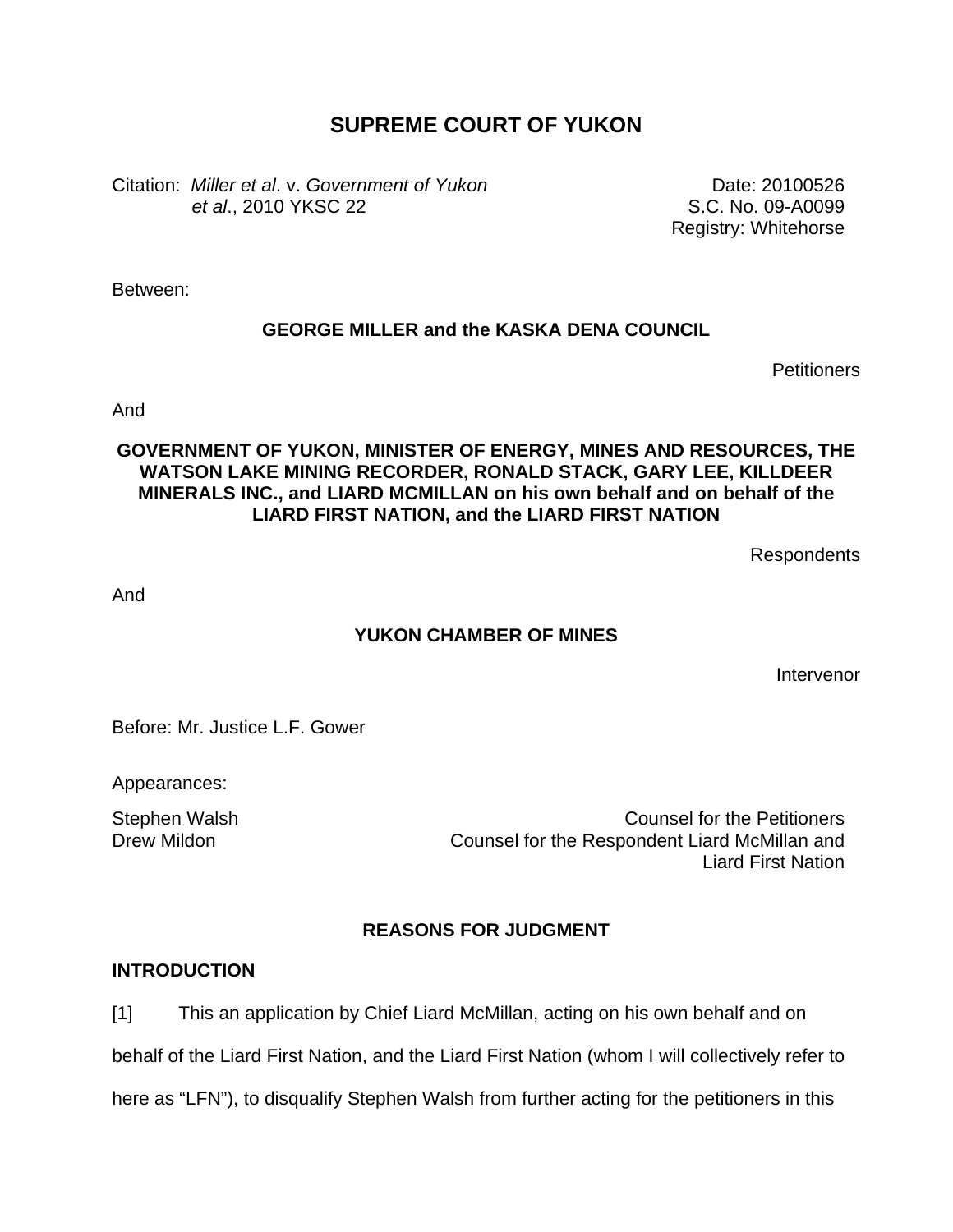# SUPREME COURT OF YUKON

Citation: *Miller et al*. v. *Government of Yukon et al*., 2010 YKSC 22

Date: 20100526
S.C. No. 09-A0099
Registry: Whitehorse

Between:

**GEORGE MILLER and the KASKA DENA COUNCIL**

Petitioners

And

**GOVERNMENT OF YUKON, MINISTER OF ENERGY, MINES AND RESOURCES, THE WATSON LAKE MINING RECORDER, RONALD STACK, GARY LEE, KILLDEER MINERALS INC., and LIARD MCMILLAN on his own behalf and on behalf of the LIARD FIRST NATION, and the LIARD FIRST NATION**

Respondents

And

**YUKON CHAMBER OF MINES**

Intervenor

Before: Mr. Justice L.F. Gower

Appearances:

| | |
|---|---|
| Stephen Walsh | Counsel for the Petitioners |
| Drew Mildon | Counsel for the Respondent Liard McMillan and Liard First Nation |

## REASONS FOR JUDGMENT

### INTRODUCTION

[1] This an application by Chief Liard McMillan, acting on his own behalf and on behalf of the Liard First Nation, and the Liard First Nation (whom I will collectively refer to here as "LFN"), to disqualify Stephen Walsh from further acting for the petitioners in this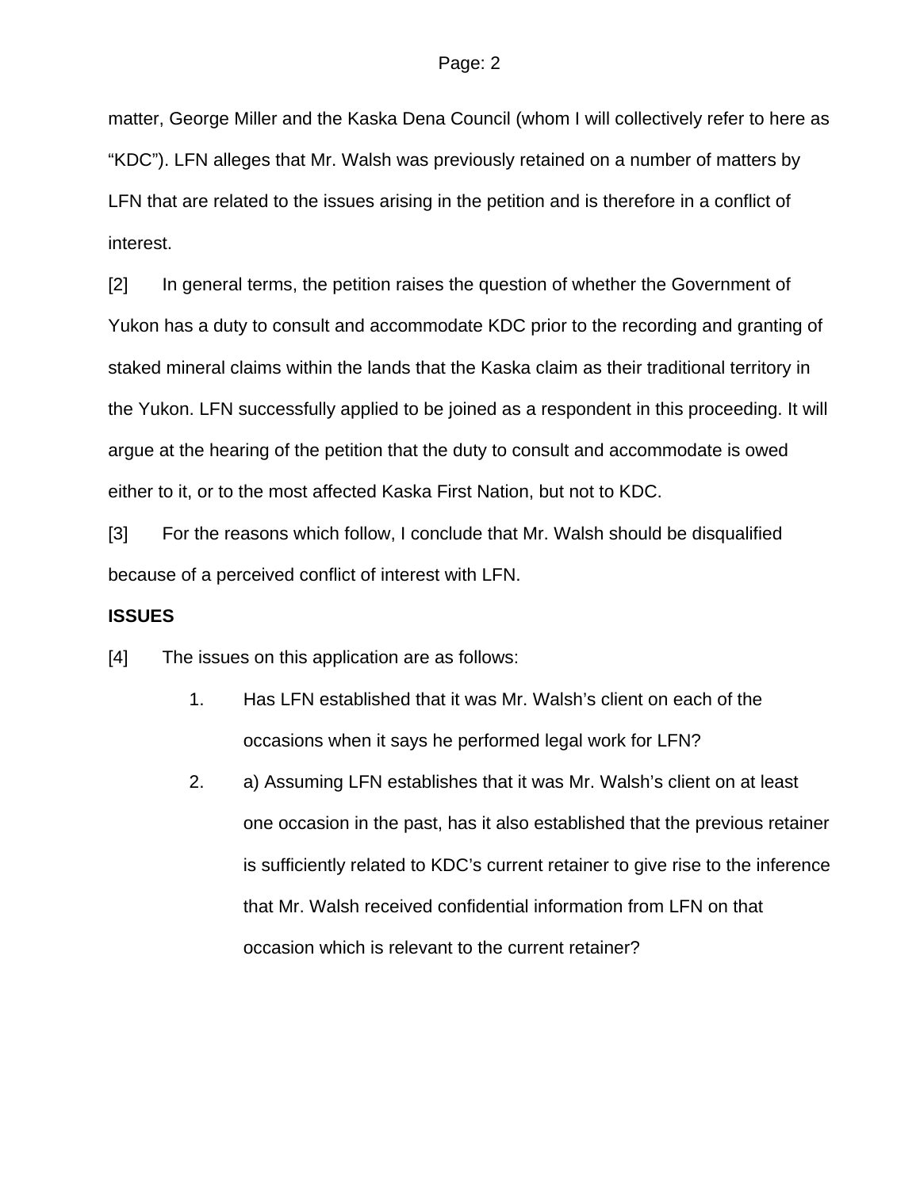matter, George Miller and the Kaska Dena Council (whom I will collectively refer to here as "KDC"). LFN alleges that Mr. Walsh was previously retained on a number of matters by LFN that are related to the issues arising in the petition and is therefore in a conflict of interest.

[2] In general terms, the petition raises the question of whether the Government of Yukon has a duty to consult and accommodate KDC prior to the recording and granting of staked mineral claims within the lands that the Kaska claim as their traditional territory in the Yukon. LFN successfully applied to be joined as a respondent in this proceeding. It will argue at the hearing of the petition that the duty to consult and accommodate is owed either to it, or to the most affected Kaska First Nation, but not to KDC.

[3] For the reasons which follow, I conclude that Mr. Walsh should be disqualified because of a perceived conflict of interest with LFN.

**ISSUES**

[4] The issues on this application are as follows:

1. Has LFN established that it was Mr. Walsh's client on each of the occasions when it says he performed legal work for LFN?
2. a) Assuming LFN establishes that it was Mr. Walsh's client on at least one occasion in the past, has it also established that the previous retainer is sufficiently related to KDC's current retainer to give rise to the inference that Mr. Walsh received confidential information from LFN on that occasion which is relevant to the current retainer?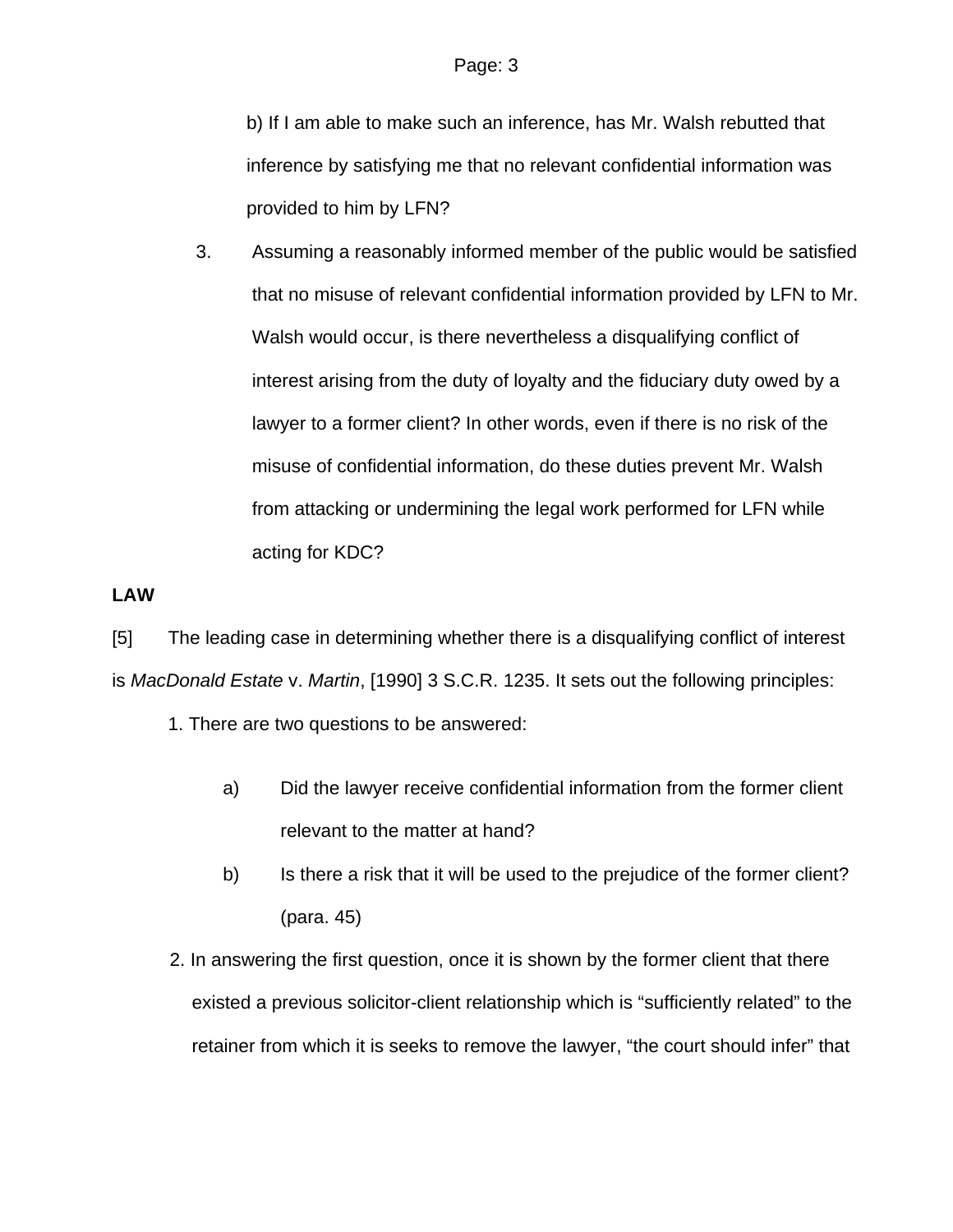b) If I am able to make such an inference, has Mr. Walsh rebutted that inference by satisfying me that no relevant confidential information was provided to him by LFN?

3. Assuming a reasonably informed member of the public would be satisfied that no misuse of relevant confidential information provided by LFN to Mr. Walsh would occur, is there nevertheless a disqualifying conflict of interest arising from the duty of loyalty and the fiduciary duty owed by a lawyer to a former client? In other words, even if there is no risk of the misuse of confidential information, do these duties prevent Mr. Walsh from attacking or undermining the legal work performed for LFN while acting for KDC?

**LAW**

[5] The leading case in determining whether there is a disqualifying conflict of interest is *MacDonald Estate* v. *Martin*, [1990] 3 S.C.R. 1235. It sets out the following principles:

1. There are two questions to be answered:

   a) Did the lawyer receive confidential information from the former client relevant to the matter at hand?

   b) Is there a risk that it will be used to the prejudice of the former client? (para. 45)

2. In answering the first question, once it is shown by the former client that there existed a previous solicitor-client relationship which is "sufficiently related" to the retainer from which it is seeks to remove the lawyer, "the court should infer" that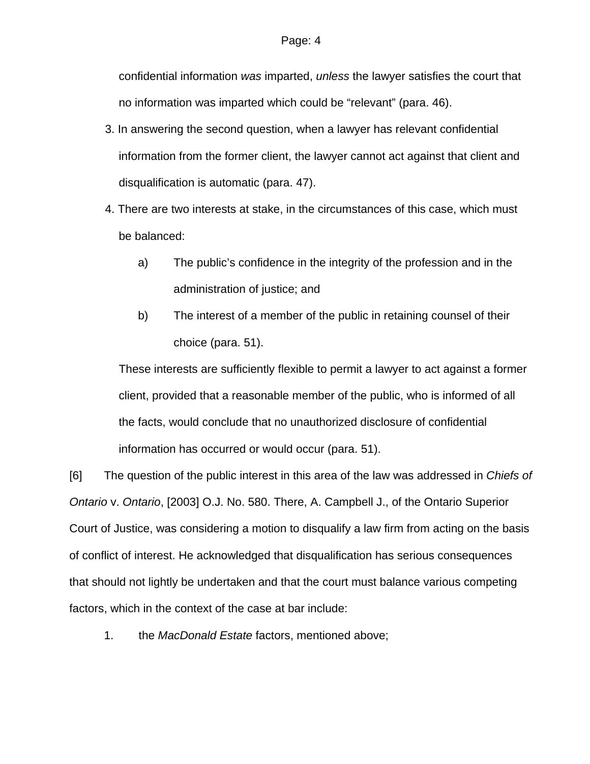confidential information *was* imparted, *unless* the lawyer satisfies the court that no information was imparted which could be "relevant" (para. 46).

3. In answering the second question, when a lawyer has relevant confidential information from the former client, the lawyer cannot act against that client and disqualification is automatic (para. 47).
4. There are two interests at stake, in the circumstances of this case, which must be balanced:
   a) The public's confidence in the integrity of the profession and in the administration of justice; and
   b) The interest of a member of the public in retaining counsel of their choice (para. 51).

   These interests are sufficiently flexible to permit a lawyer to act against a former client, provided that a reasonable member of the public, who is informed of all the facts, would conclude that no unauthorized disclosure of confidential information has occurred or would occur (para. 51).

[6] The question of the public interest in this area of the law was addressed in *Chiefs of Ontario* v. *Ontario*, [2003] O.J. No. 580. There, A. Campbell J., of the Ontario Superior Court of Justice, was considering a motion to disqualify a law firm from acting on the basis of conflict of interest. He acknowledged that disqualification has serious consequences that should not lightly be undertaken and that the court must balance various competing factors, which in the context of the case at bar include:

1. the *MacDonald Estate* factors, mentioned above;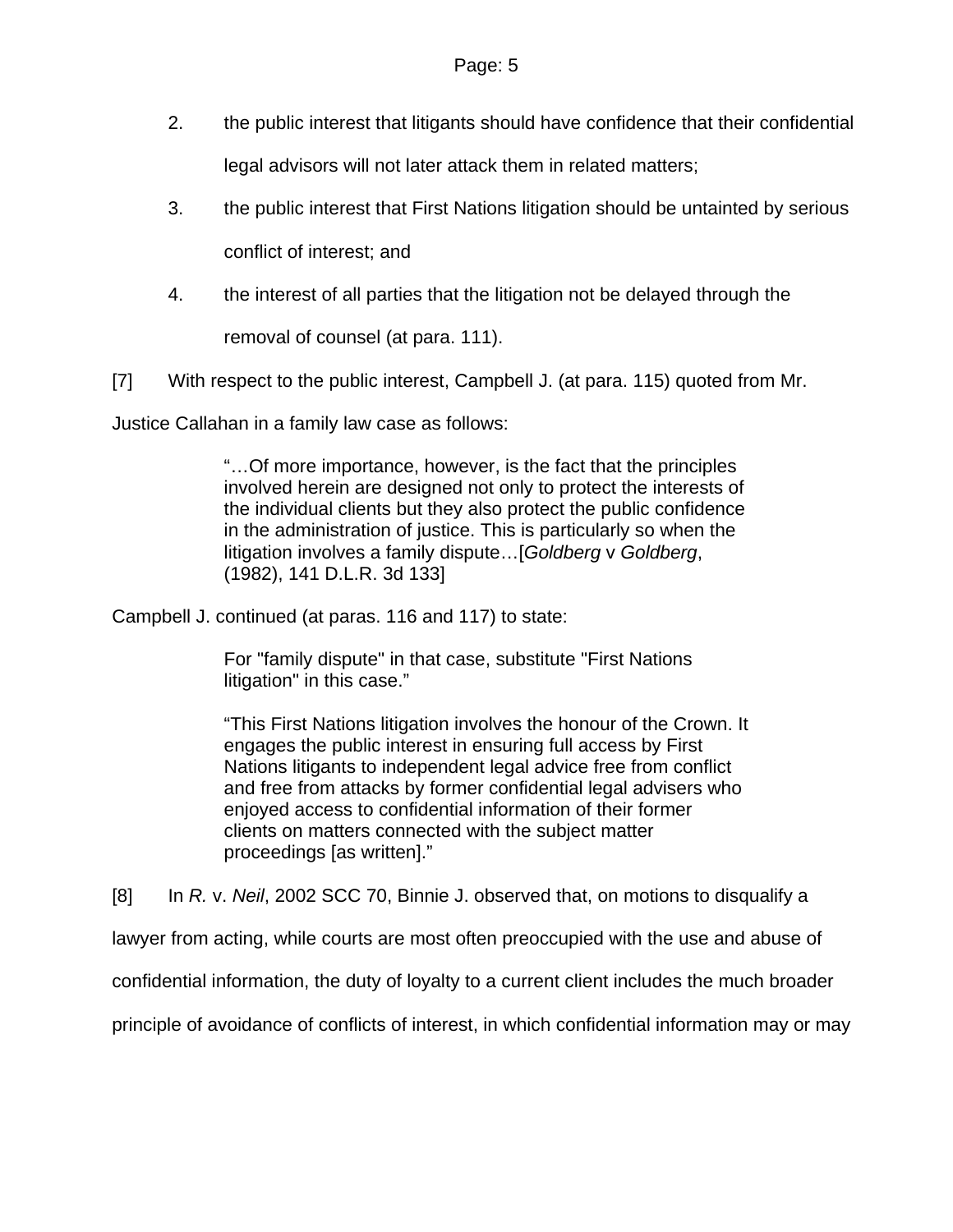2. the public interest that litigants should have confidence that their confidential legal advisors will not later attack them in related matters;

3. the public interest that First Nations litigation should be untainted by serious conflict of interest; and

4. the interest of all parties that the litigation not be delayed through the removal of counsel (at para. 111).

[7] With respect to the public interest, Campbell J. (at para. 115) quoted from Mr. Justice Callahan in a family law case as follows:

> "…Of more importance, however, is the fact that the principles involved herein are designed not only to protect the interests of the individual clients but they also protect the public confidence in the administration of justice. This is particularly so when the litigation involves a family dispute…[*Goldberg* v *Goldberg*, (1982), 141 D.L.R. 3d 133]

Campbell J. continued (at paras. 116 and 117) to state:

> For "family dispute" in that case, substitute "First Nations litigation" in this case."
>
> "This First Nations litigation involves the honour of the Crown. It engages the public interest in ensuring full access by First Nations litigants to independent legal advice free from conflict and free from attacks by former confidential legal advisers who enjoyed access to confidential information of their former clients on matters connected with the subject matter proceedings [as written]."

[8] In *R.* v. *Neil*, 2002 SCC 70, Binnie J. observed that, on motions to disqualify a lawyer from acting, while courts are most often preoccupied with the use and abuse of confidential information, the duty of loyalty to a current client includes the much broader principle of avoidance of conflicts of interest, in which confidential information may or may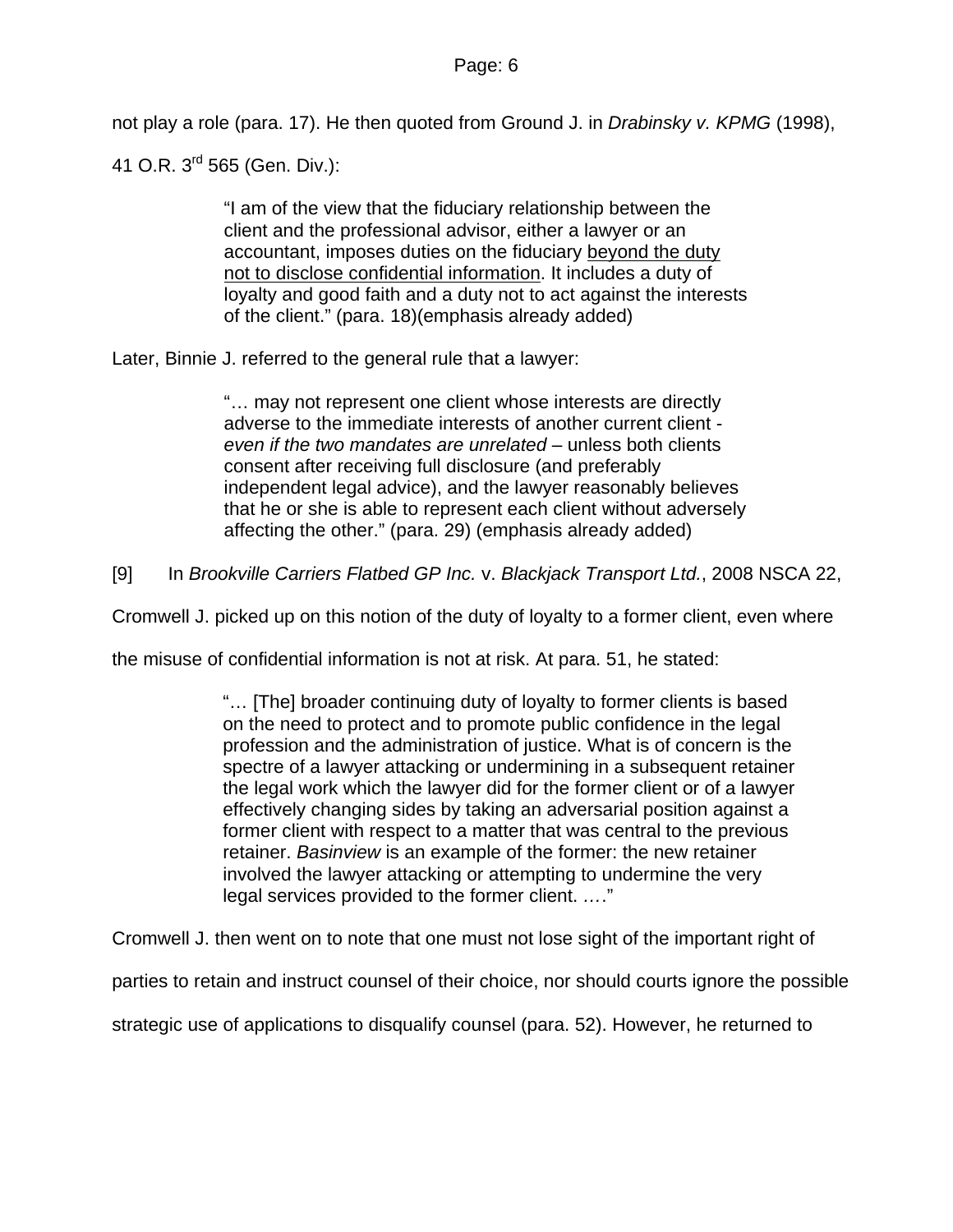not play a role (para. 17). He then quoted from Ground J. in *Drabinsky v. KPMG* (1998), 41 O.R. 3rd 565 (Gen. Div.):

> "I am of the view that the fiduciary relationship between the client and the professional advisor, either a lawyer or an accountant, imposes duties on the fiduciary <u>beyond the duty not to disclose confidential information</u>. It includes a duty of loyalty and good faith and a duty not to act against the interests of the client." (para. 18)(emphasis already added)

Later, Binnie J. referred to the general rule that a lawyer:

> "… may not represent one client whose interests are directly adverse to the immediate interests of another current client - *even if the two mandates are unrelated* – unless both clients consent after receiving full disclosure (and preferably independent legal advice), and the lawyer reasonably believes that he or she is able to represent each client without adversely affecting the other." (para. 29) (emphasis already added)

[9] In *Brookville Carriers Flatbed GP Inc.* v. *Blackjack Transport Ltd.*, 2008 NSCA 22, Cromwell J. picked up on this notion of the duty of loyalty to a former client, even where the misuse of confidential information is not at risk. At para. 51, he stated:

> "… [The] broader continuing duty of loyalty to former clients is based on the need to protect and to promote public confidence in the legal profession and the administration of justice. What is of concern is the spectre of a lawyer attacking or undermining in a subsequent retainer the legal work which the lawyer did for the former client or of a lawyer effectively changing sides by taking an adversarial position against a former client with respect to a matter that was central to the previous retainer. *Basinview* is an example of the former: the new retainer involved the lawyer attacking or attempting to undermine the very legal services provided to the former client. …."

Cromwell J. then went on to note that one must not lose sight of the important right of parties to retain and instruct counsel of their choice, nor should courts ignore the possible strategic use of applications to disqualify counsel (para. 52). However, he returned to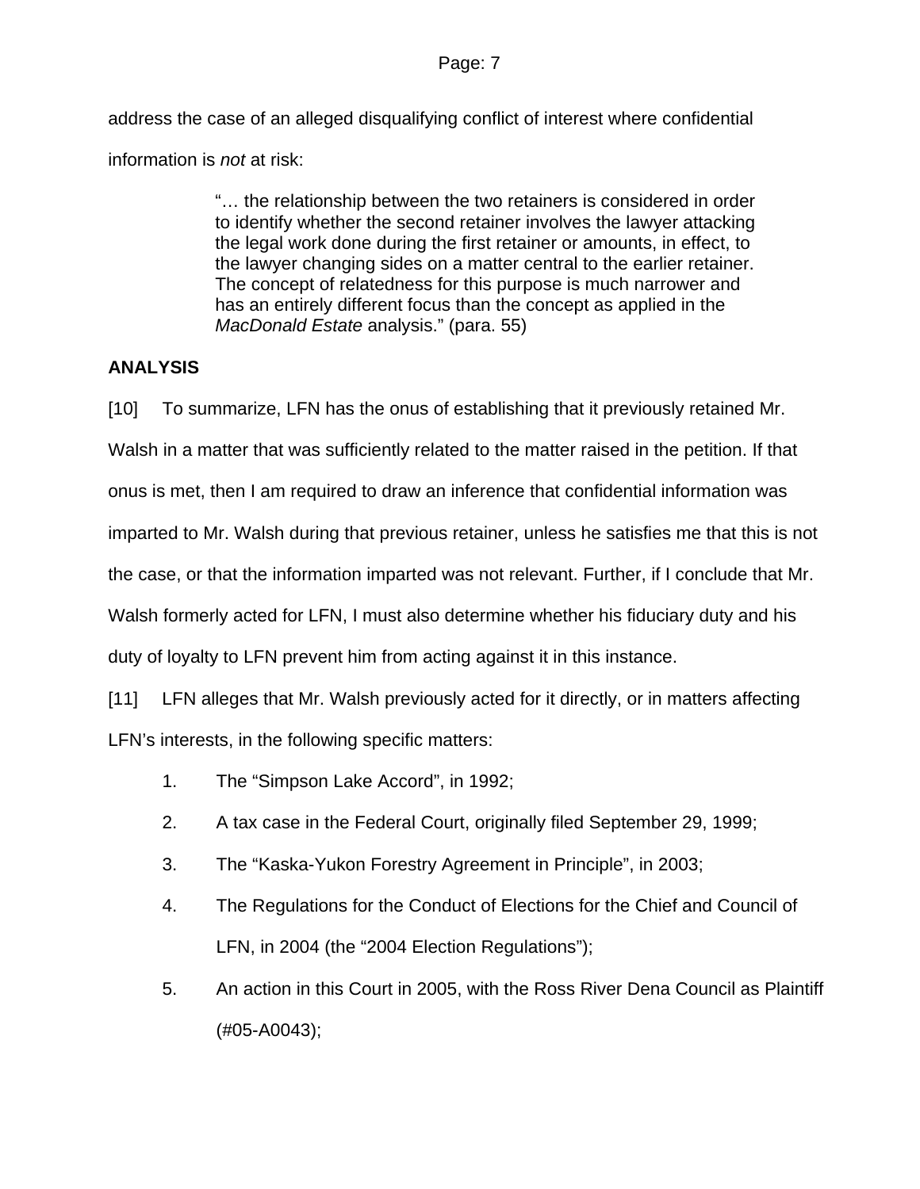address the case of an alleged disqualifying conflict of interest where confidential information is *not* at risk:

> "… the relationship between the two retainers is considered in order to identify whether the second retainer involves the lawyer attacking the legal work done during the first retainer or amounts, in effect, to the lawyer changing sides on a matter central to the earlier retainer. The concept of relatedness for this purpose is much narrower and has an entirely different focus than the concept as applied in the *MacDonald Estate* analysis." (para. 55)

## ANALYSIS

[10] To summarize, LFN has the onus of establishing that it previously retained Mr. Walsh in a matter that was sufficiently related to the matter raised in the petition. If that onus is met, then I am required to draw an inference that confidential information was imparted to Mr. Walsh during that previous retainer, unless he satisfies me that this is not the case, or that the information imparted was not relevant. Further, if I conclude that Mr. Walsh formerly acted for LFN, I must also determine whether his fiduciary duty and his duty of loyalty to LFN prevent him from acting against it in this instance.

[11] LFN alleges that Mr. Walsh previously acted for it directly, or in matters affecting LFN's interests, in the following specific matters:

1. The "Simpson Lake Accord", in 1992;
2. A tax case in the Federal Court, originally filed September 29, 1999;
3. The "Kaska-Yukon Forestry Agreement in Principle", in 2003;
4. The Regulations for the Conduct of Elections for the Chief and Council of LFN, in 2004 (the "2004 Election Regulations");
5. An action in this Court in 2005, with the Ross River Dena Council as Plaintiff (#05-A0043);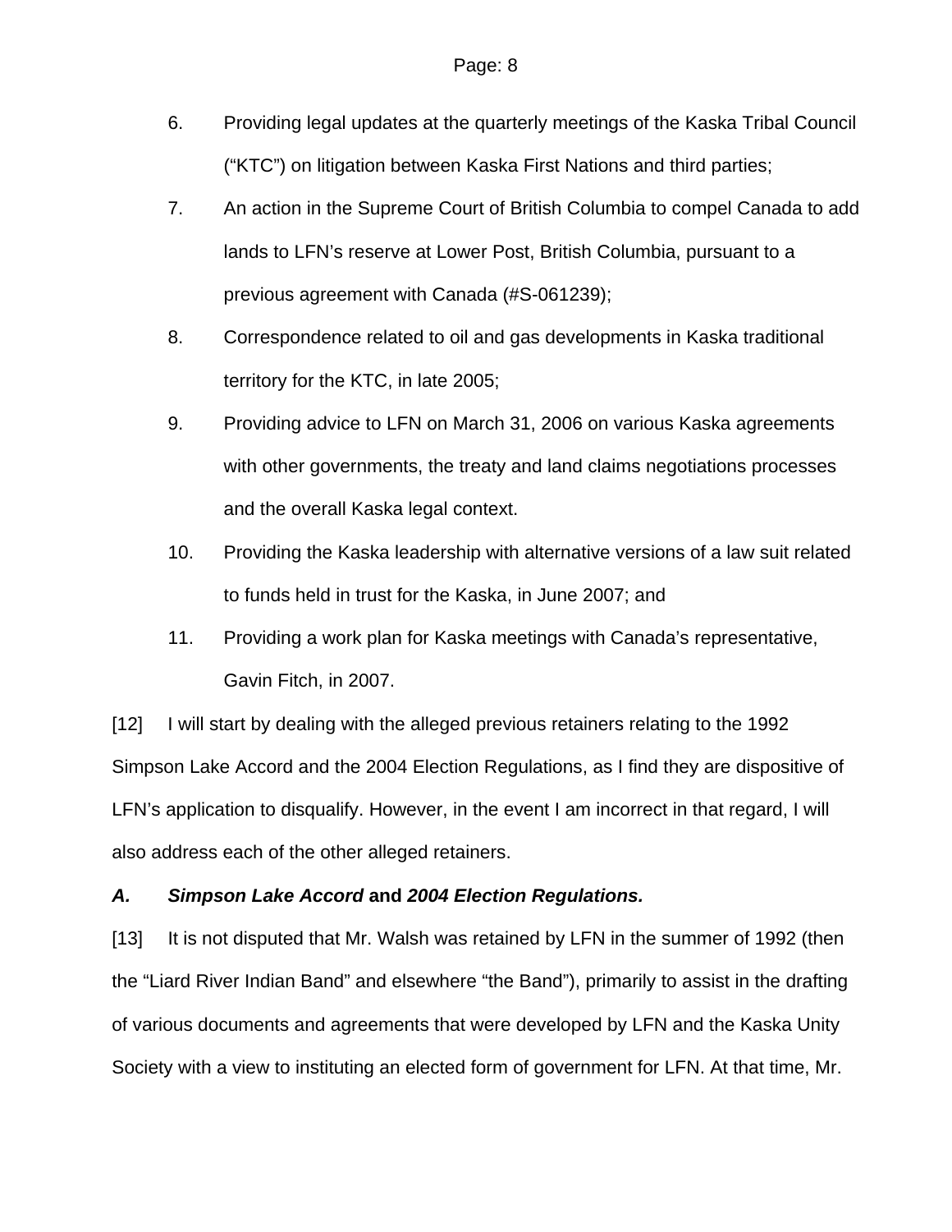6. Providing legal updates at the quarterly meetings of the Kaska Tribal Council ("KTC") on litigation between Kaska First Nations and third parties;

7. An action in the Supreme Court of British Columbia to compel Canada to add lands to LFN's reserve at Lower Post, British Columbia, pursuant to a previous agreement with Canada (#S-061239);

8. Correspondence related to oil and gas developments in Kaska traditional territory for the KTC, in late 2005;

9. Providing advice to LFN on March 31, 2006 on various Kaska agreements with other governments, the treaty and land claims negotiations processes and the overall Kaska legal context.

10. Providing the Kaska leadership with alternative versions of a law suit related to funds held in trust for the Kaska, in June 2007; and

11. Providing a work plan for Kaska meetings with Canada's representative, Gavin Fitch, in 2007.

[12] I will start by dealing with the alleged previous retainers relating to the 1992 Simpson Lake Accord and the 2004 Election Regulations, as I find they are dispositive of LFN's application to disqualify. However, in the event I am incorrect in that regard, I will also address each of the other alleged retainers.

### *A. Simpson Lake Accord* and *2004 Election Regulations.*

[13] It is not disputed that Mr. Walsh was retained by LFN in the summer of 1992 (then the "Liard River Indian Band" and elsewhere "the Band"), primarily to assist in the drafting of various documents and agreements that were developed by LFN and the Kaska Unity Society with a view to instituting an elected form of government for LFN. At that time, Mr.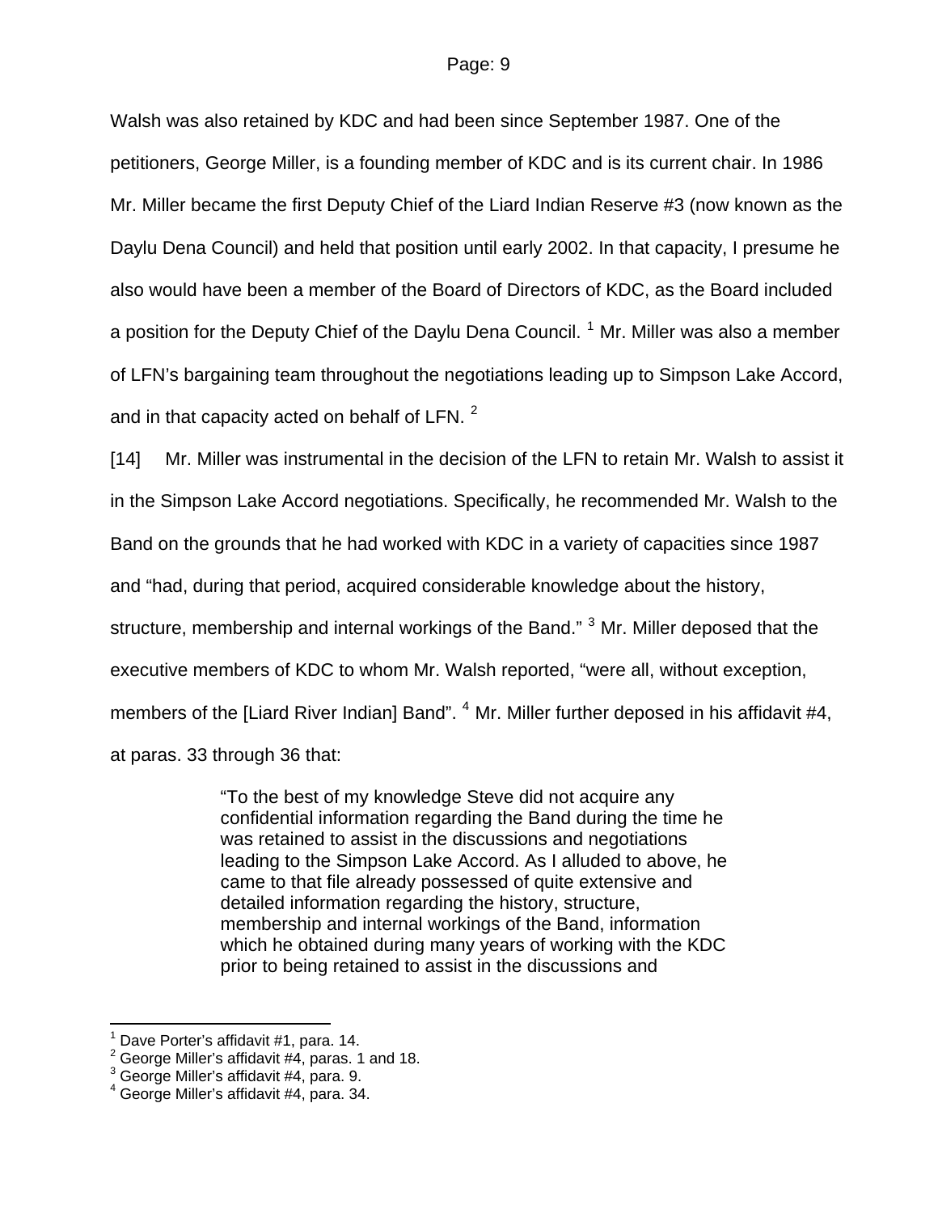Walsh was also retained by KDC and had been since September 1987. One of the petitioners, George Miller, is a founding member of KDC and is its current chair. In 1986 Mr. Miller became the first Deputy Chief of the Liard Indian Reserve #3 (now known as the Daylu Dena Council) and held that position until early 2002. In that capacity, I presume he also would have been a member of the Board of Directors of KDC, as the Board included a position for the Deputy Chief of the Daylu Dena Council. [1] Mr. Miller was also a member of LFN's bargaining team throughout the negotiations leading up to Simpson Lake Accord, and in that capacity acted on behalf of LFN. [2]

[14] Mr. Miller was instrumental in the decision of the LFN to retain Mr. Walsh to assist it in the Simpson Lake Accord negotiations. Specifically, he recommended Mr. Walsh to the Band on the grounds that he had worked with KDC in a variety of capacities since 1987 and "had, during that period, acquired considerable knowledge about the history, structure, membership and internal workings of the Band." [3] Mr. Miller deposed that the executive members of KDC to whom Mr. Walsh reported, "were all, without exception, members of the [Liard River Indian] Band". [4] Mr. Miller further deposed in his affidavit #4, at paras. 33 through 36 that:

> "To the best of my knowledge Steve did not acquire any confidential information regarding the Band during the time he was retained to assist in the discussions and negotiations leading to the Simpson Lake Accord. As I alluded to above, he came to that file already possessed of quite extensive and detailed information regarding the history, structure, membership and internal workings of the Band, information which he obtained during many years of working with the KDC prior to being retained to assist in the discussions and

---

[1] Dave Porter's affidavit #1, para. 14.
[2] George Miller's affidavit #4, paras. 1 and 18.
[3] George Miller's affidavit #4, para. 9.
[4] George Miller's affidavit #4, para. 34.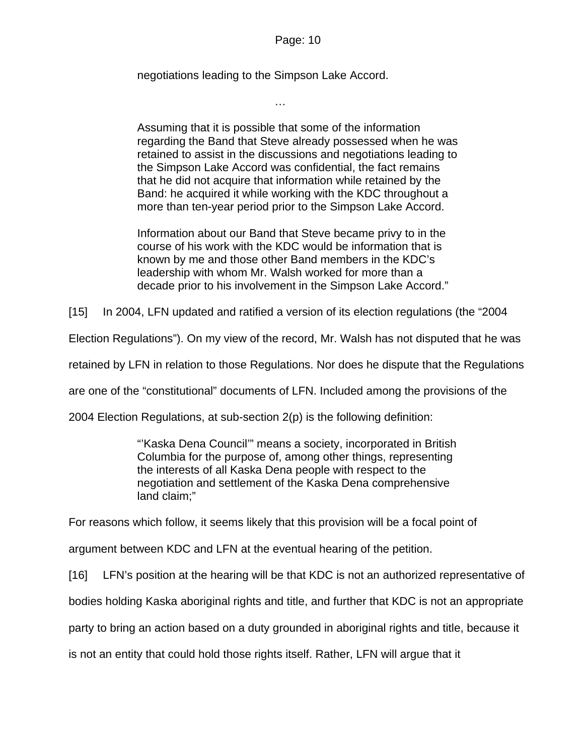> negotiations leading to the Simpson Lake Accord.
>
> …
>
> Assuming that it is possible that some of the information regarding the Band that Steve already possessed when he was retained to assist in the discussions and negotiations leading to the Simpson Lake Accord was confidential, the fact remains that he did not acquire that information while retained by the Band: he acquired it while working with the KDC throughout a more than ten-year period prior to the Simpson Lake Accord.
>
> Information about our Band that Steve became privy to in the course of his work with the KDC would be information that is known by me and those other Band members in the KDC's leadership with whom Mr. Walsh worked for more than a decade prior to his involvement in the Simpson Lake Accord."

[15] In 2004, LFN updated and ratified a version of its election regulations (the "2004 Election Regulations"). On my view of the record, Mr. Walsh has not disputed that he was retained by LFN in relation to those Regulations. Nor does he dispute that the Regulations are one of the "constitutional" documents of LFN. Included among the provisions of the 2004 Election Regulations, at sub-section 2(p) is the following definition:

> "'Kaska Dena Council'" means a society, incorporated in British Columbia for the purpose of, among other things, representing the interests of all Kaska Dena people with respect to the negotiation and settlement of the Kaska Dena comprehensive land claim;"

For reasons which follow, it seems likely that this provision will be a focal point of argument between KDC and LFN at the eventual hearing of the petition.

[16] LFN's position at the hearing will be that KDC is not an authorized representative of bodies holding Kaska aboriginal rights and title, and further that KDC is not an appropriate party to bring an action based on a duty grounded in aboriginal rights and title, because it is not an entity that could hold those rights itself. Rather, LFN will argue that it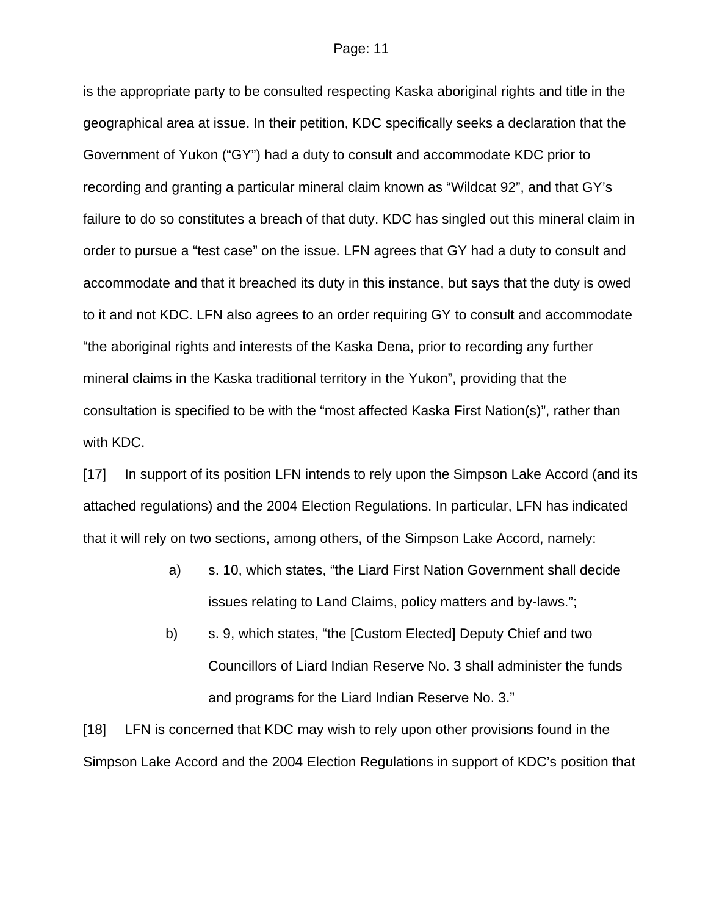is the appropriate party to be consulted respecting Kaska aboriginal rights and title in the geographical area at issue. In their petition, KDC specifically seeks a declaration that the Government of Yukon ("GY") had a duty to consult and accommodate KDC prior to recording and granting a particular mineral claim known as "Wildcat 92", and that GY's failure to do so constitutes a breach of that duty. KDC has singled out this mineral claim in order to pursue a "test case" on the issue. LFN agrees that GY had a duty to consult and accommodate and that it breached its duty in this instance, but says that the duty is owed to it and not KDC. LFN also agrees to an order requiring GY to consult and accommodate "the aboriginal rights and interests of the Kaska Dena, prior to recording any further mineral claims in the Kaska traditional territory in the Yukon", providing that the consultation is specified to be with the "most affected Kaska First Nation(s)", rather than with KDC.

[17] In support of its position LFN intends to rely upon the Simpson Lake Accord (and its attached regulations) and the 2004 Election Regulations. In particular, LFN has indicated that it will rely on two sections, among others, of the Simpson Lake Accord, namely:

> a) s. 10, which states, "the Liard First Nation Government shall decide issues relating to Land Claims, policy matters and by-laws.";
>
> b) s. 9, which states, "the [Custom Elected] Deputy Chief and two Councillors of Liard Indian Reserve No. 3 shall administer the funds and programs for the Liard Indian Reserve No. 3."

[18] LFN is concerned that KDC may wish to rely upon other provisions found in the Simpson Lake Accord and the 2004 Election Regulations in support of KDC's position that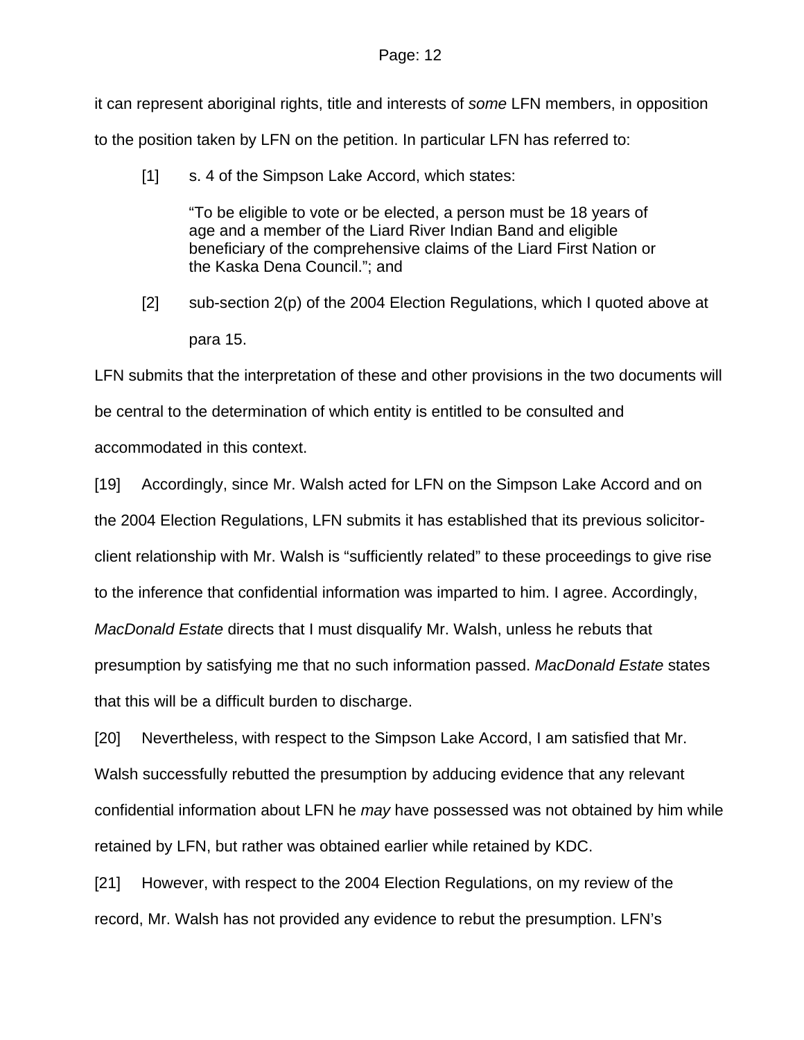it can represent aboriginal rights, title and interests of *some* LFN members, in opposition to the position taken by LFN on the petition. In particular LFN has referred to:

[1] s. 4 of the Simpson Lake Accord, which states:

> "To be eligible to vote or be elected, a person must be 18 years of age and a member of the Liard River Indian Band and eligible beneficiary of the comprehensive claims of the Liard First Nation or the Kaska Dena Council."; and

[2] sub-section 2(p) of the 2004 Election Regulations, which I quoted above at para 15.

LFN submits that the interpretation of these and other provisions in the two documents will be central to the determination of which entity is entitled to be consulted and accommodated in this context.

[19] Accordingly, since Mr. Walsh acted for LFN on the Simpson Lake Accord and on the 2004 Election Regulations, LFN submits it has established that its previous solicitor-client relationship with Mr. Walsh is "sufficiently related" to these proceedings to give rise to the inference that confidential information was imparted to him. I agree. Accordingly, *MacDonald Estate* directs that I must disqualify Mr. Walsh, unless he rebuts that presumption by satisfying me that no such information passed. *MacDonald Estate* states that this will be a difficult burden to discharge.

[20] Nevertheless, with respect to the Simpson Lake Accord, I am satisfied that Mr. Walsh successfully rebutted the presumption by adducing evidence that any relevant confidential information about LFN he *may* have possessed was not obtained by him while retained by LFN, but rather was obtained earlier while retained by KDC.

[21] However, with respect to the 2004 Election Regulations, on my review of the record, Mr. Walsh has not provided any evidence to rebut the presumption. LFN's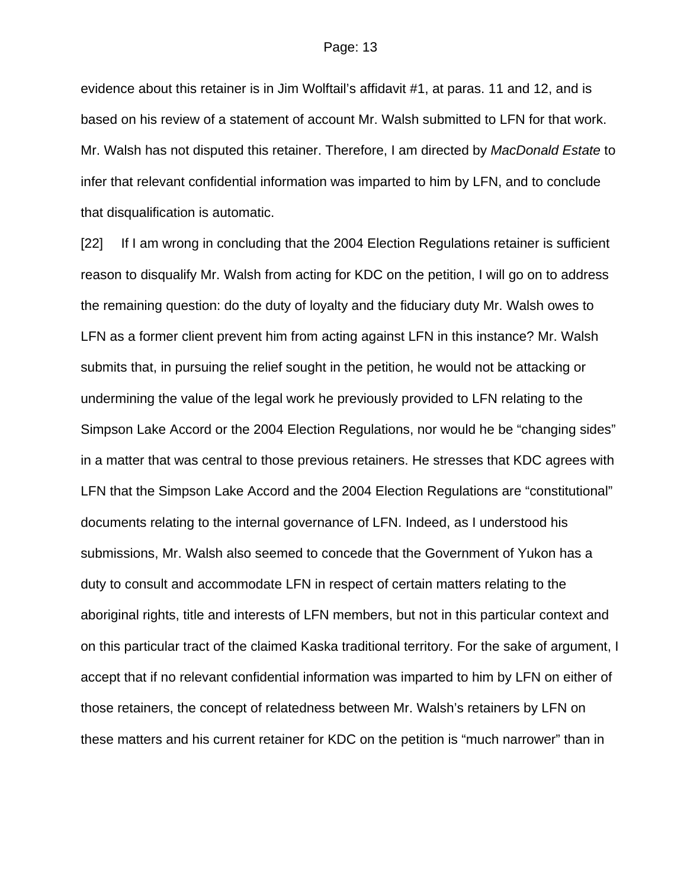evidence about this retainer is in Jim Wolftail's affidavit #1, at paras. 11 and 12, and is based on his review of a statement of account Mr. Walsh submitted to LFN for that work. Mr. Walsh has not disputed this retainer. Therefore, I am directed by *MacDonald Estate* to infer that relevant confidential information was imparted to him by LFN, and to conclude that disqualification is automatic.

[22] If I am wrong in concluding that the 2004 Election Regulations retainer is sufficient reason to disqualify Mr. Walsh from acting for KDC on the petition, I will go on to address the remaining question: do the duty of loyalty and the fiduciary duty Mr. Walsh owes to LFN as a former client prevent him from acting against LFN in this instance? Mr. Walsh submits that, in pursuing the relief sought in the petition, he would not be attacking or undermining the value of the legal work he previously provided to LFN relating to the Simpson Lake Accord or the 2004 Election Regulations, nor would he be "changing sides" in a matter that was central to those previous retainers. He stresses that KDC agrees with LFN that the Simpson Lake Accord and the 2004 Election Regulations are "constitutional" documents relating to the internal governance of LFN. Indeed, as I understood his submissions, Mr. Walsh also seemed to concede that the Government of Yukon has a duty to consult and accommodate LFN in respect of certain matters relating to the aboriginal rights, title and interests of LFN members, but not in this particular context and on this particular tract of the claimed Kaska traditional territory. For the sake of argument, I accept that if no relevant confidential information was imparted to him by LFN on either of those retainers, the concept of relatedness between Mr. Walsh's retainers by LFN on these matters and his current retainer for KDC on the petition is "much narrower" than in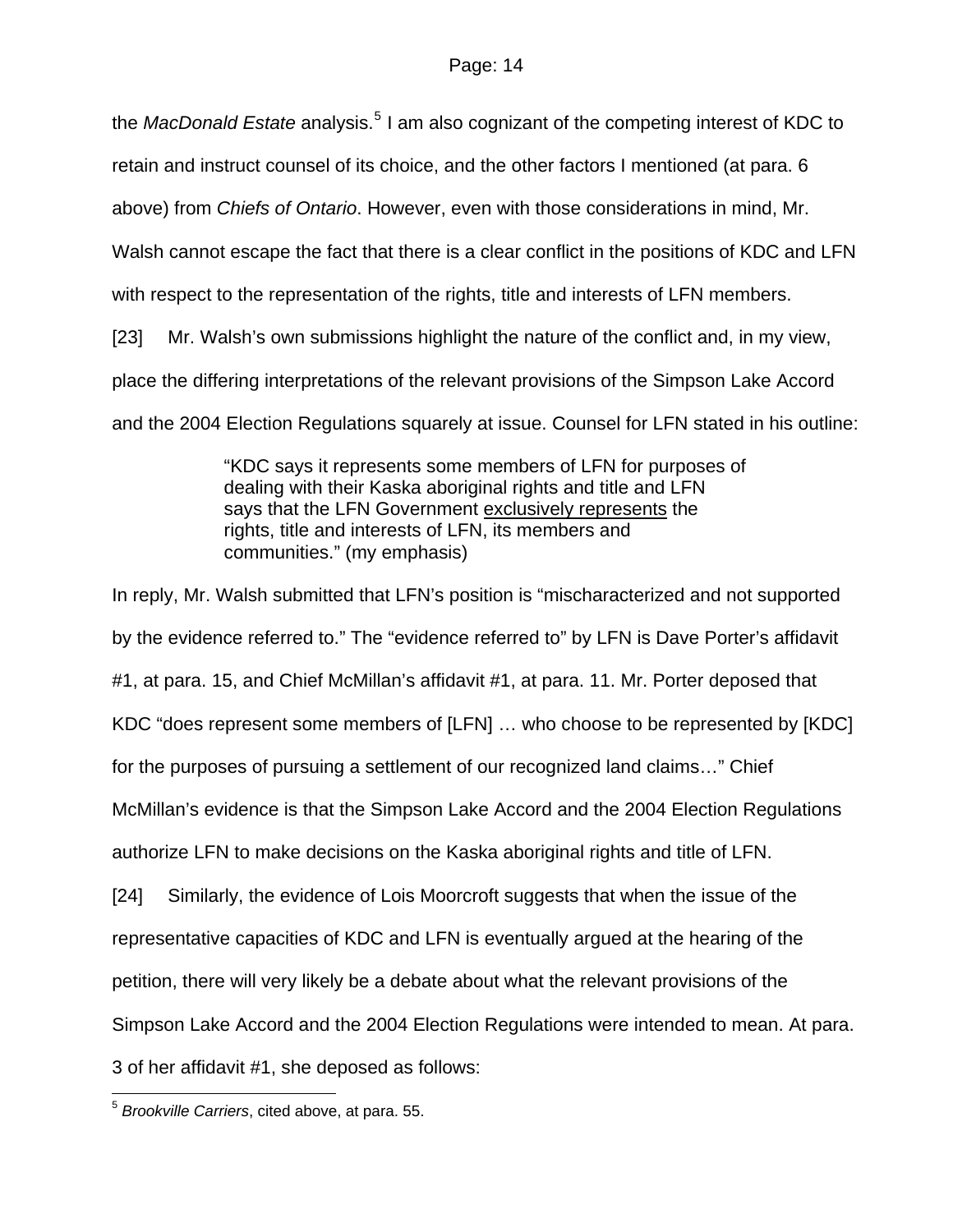the *MacDonald Estate* analysis.[5] I am also cognizant of the competing interest of KDC to retain and instruct counsel of its choice, and the other factors I mentioned (at para. 6 above) from *Chiefs of Ontario*. However, even with those considerations in mind, Mr. Walsh cannot escape the fact that there is a clear conflict in the positions of KDC and LFN with respect to the representation of the rights, title and interests of LFN members.

[23] Mr. Walsh's own submissions highlight the nature of the conflict and, in my view, place the differing interpretations of the relevant provisions of the Simpson Lake Accord and the 2004 Election Regulations squarely at issue. Counsel for LFN stated in his outline:

> "KDC says it represents some members of LFN for purposes of dealing with their Kaska aboriginal rights and title and LFN says that the LFN Government <u>exclusively represents</u> the rights, title and interests of LFN, its members and communities." (my emphasis)

In reply, Mr. Walsh submitted that LFN's position is "mischaracterized and not supported by the evidence referred to." The "evidence referred to" by LFN is Dave Porter's affidavit #1, at para. 15, and Chief McMillan's affidavit #1, at para. 11. Mr. Porter deposed that KDC "does represent some members of [LFN] … who choose to be represented by [KDC] for the purposes of pursuing a settlement of our recognized land claims…" Chief McMillan's evidence is that the Simpson Lake Accord and the 2004 Election Regulations authorize LFN to make decisions on the Kaska aboriginal rights and title of LFN.

[24] Similarly, the evidence of Lois Moorcroft suggests that when the issue of the representative capacities of KDC and LFN is eventually argued at the hearing of the petition, there will very likely be a debate about what the relevant provisions of the Simpson Lake Accord and the 2004 Election Regulations were intended to mean. At para. 3 of her affidavit #1, she deposed as follows:

---

[5] *Brookville Carriers*, cited above, at para. 55.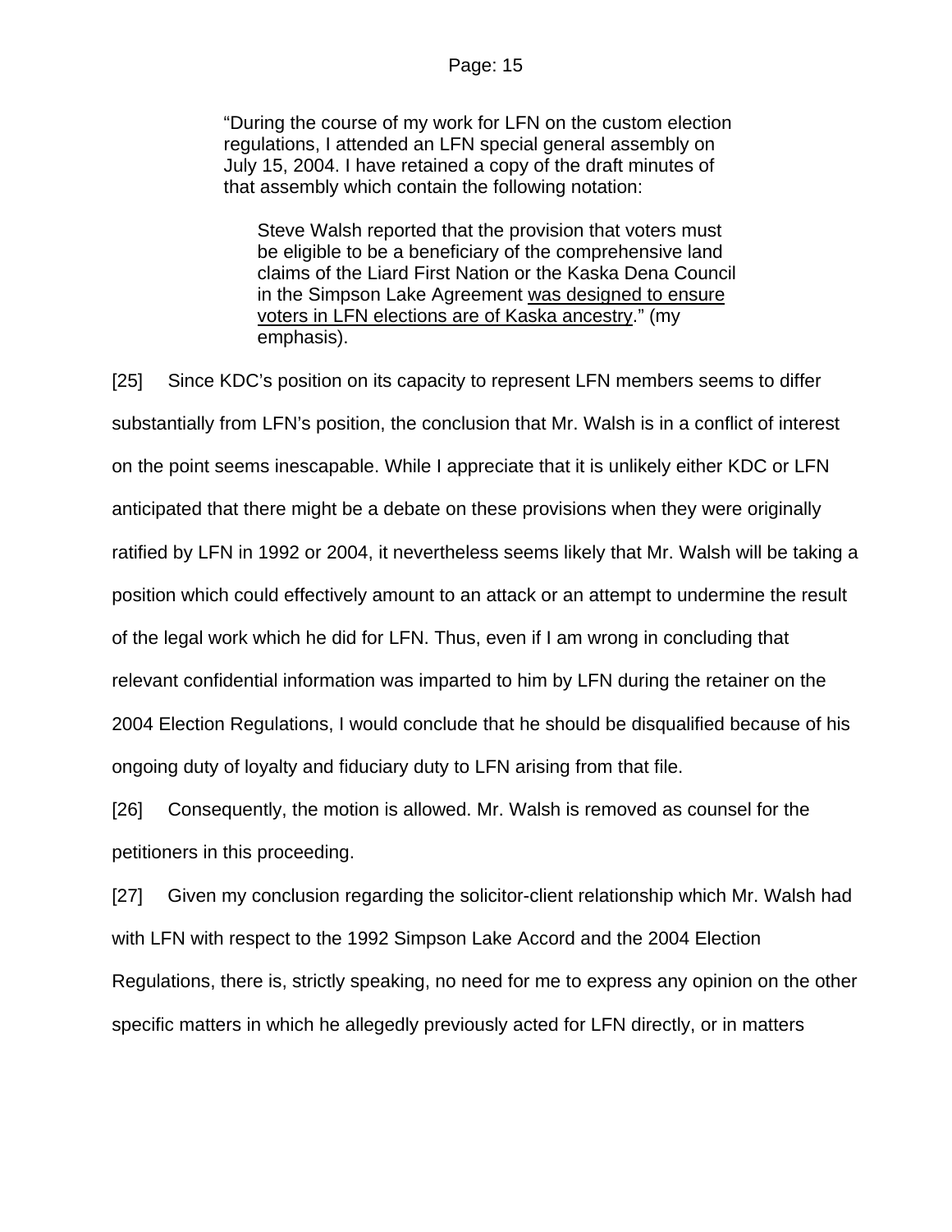> “During the course of my work for LFN on the custom election regulations, I attended an LFN special general assembly on July 15, 2004. I have retained a copy of the draft minutes of that assembly which contain the following notation:
>
> > Steve Walsh reported that the provision that voters must be eligible to be a beneficiary of the comprehensive land claims of the Liard First Nation or the Kaska Dena Council in the Simpson Lake Agreement <u>was designed to ensure voters in LFN elections are of Kaska ancestry</u>.” (my emphasis).

[25] Since KDC’s position on its capacity to represent LFN members seems to differ substantially from LFN’s position, the conclusion that Mr. Walsh is in a conflict of interest on the point seems inescapable. While I appreciate that it is unlikely either KDC or LFN anticipated that there might be a debate on these provisions when they were originally ratified by LFN in 1992 or 2004, it nevertheless seems likely that Mr. Walsh will be taking a position which could effectively amount to an attack or an attempt to undermine the result of the legal work which he did for LFN. Thus, even if I am wrong in concluding that relevant confidential information was imparted to him by LFN during the retainer on the 2004 Election Regulations, I would conclude that he should be disqualified because of his ongoing duty of loyalty and fiduciary duty to LFN arising from that file.

[26] Consequently, the motion is allowed. Mr. Walsh is removed as counsel for the petitioners in this proceeding.

[27] Given my conclusion regarding the solicitor-client relationship which Mr. Walsh had with LFN with respect to the 1992 Simpson Lake Accord and the 2004 Election Regulations, there is, strictly speaking, no need for me to express any opinion on the other specific matters in which he allegedly previously acted for LFN directly, or in matters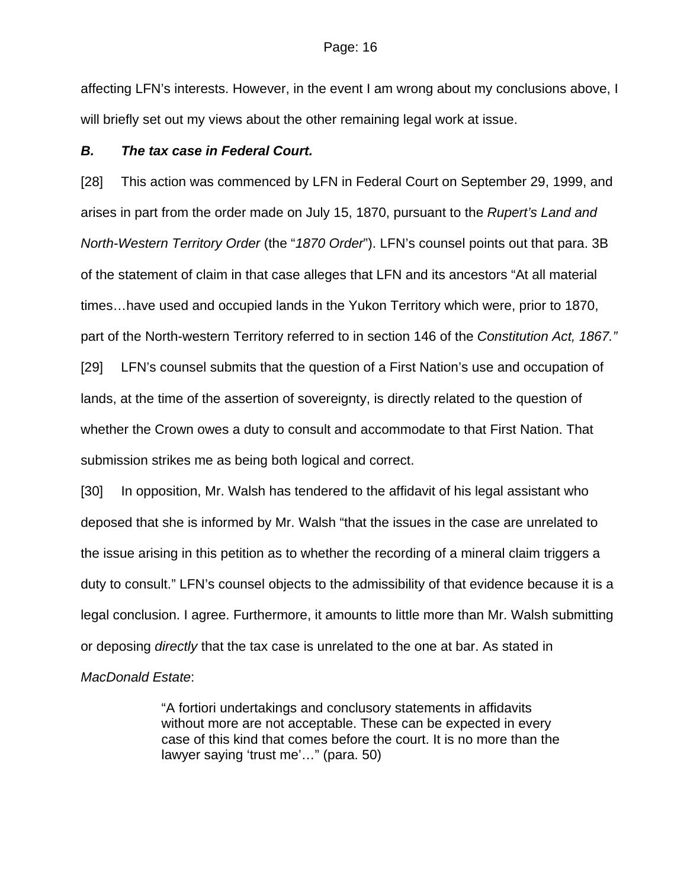affecting LFN's interests. However, in the event I am wrong about my conclusions above, I will briefly set out my views about the other remaining legal work at issue.

### *B. The tax case in Federal Court.*

[28] This action was commenced by LFN in Federal Court on September 29, 1999, and arises in part from the order made on July 15, 1870, pursuant to the *Rupert's Land and North-Western Territory Order* (the "*1870 Order*"). LFN's counsel points out that para. 3B of the statement of claim in that case alleges that LFN and its ancestors "At all material times…have used and occupied lands in the Yukon Territory which were, prior to 1870, part of the North-western Territory referred to in section 146 of the *Constitution Act, 1867."*

[29] LFN's counsel submits that the question of a First Nation's use and occupation of lands, at the time of the assertion of sovereignty, is directly related to the question of whether the Crown owes a duty to consult and accommodate to that First Nation. That submission strikes me as being both logical and correct.

[30] In opposition, Mr. Walsh has tendered to the affidavit of his legal assistant who deposed that she is informed by Mr. Walsh "that the issues in the case are unrelated to the issue arising in this petition as to whether the recording of a mineral claim triggers a duty to consult." LFN's counsel objects to the admissibility of that evidence because it is a legal conclusion. I agree. Furthermore, it amounts to little more than Mr. Walsh submitting or deposing *directly* that the tax case is unrelated to the one at bar. As stated in *MacDonald Estate*:

> "A fortiori undertakings and conclusory statements in affidavits without more are not acceptable. These can be expected in every case of this kind that comes before the court. It is no more than the lawyer saying 'trust me'…" (para. 50)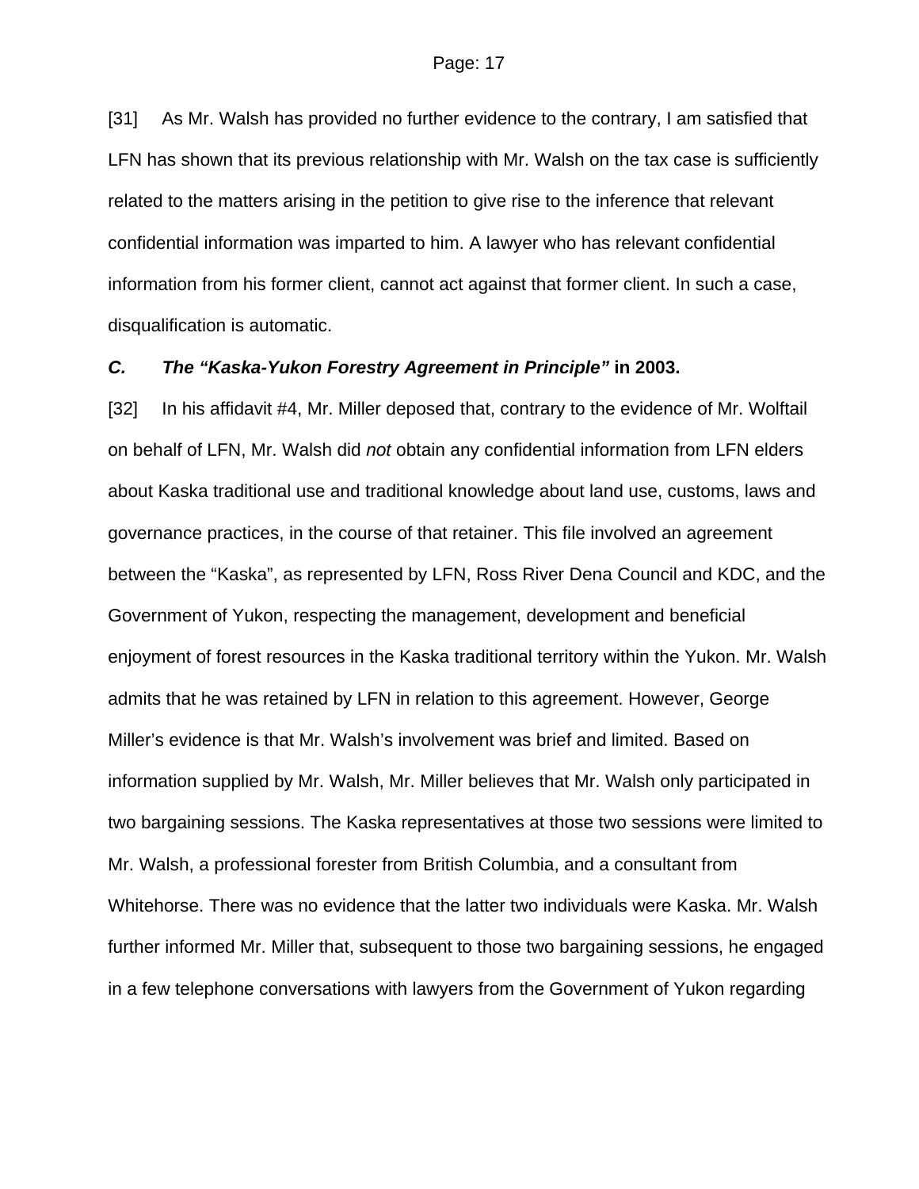[31] As Mr. Walsh has provided no further evidence to the contrary, I am satisfied that LFN has shown that its previous relationship with Mr. Walsh on the tax case is sufficiently related to the matters arising in the petition to give rise to the inference that relevant confidential information was imparted to him. A lawyer who has relevant confidential information from his former client, cannot act against that former client. In such a case, disqualification is automatic.

### *C. The "Kaska-Yukon Forestry Agreement in Principle"* **in 2003.**

[32] In his affidavit #4, Mr. Miller deposed that, contrary to the evidence of Mr. Wolftail on behalf of LFN, Mr. Walsh did *not* obtain any confidential information from LFN elders about Kaska traditional use and traditional knowledge about land use, customs, laws and governance practices, in the course of that retainer. This file involved an agreement between the "Kaska", as represented by LFN, Ross River Dena Council and KDC, and the Government of Yukon, respecting the management, development and beneficial enjoyment of forest resources in the Kaska traditional territory within the Yukon. Mr. Walsh admits that he was retained by LFN in relation to this agreement. However, George Miller's evidence is that Mr. Walsh's involvement was brief and limited. Based on information supplied by Mr. Walsh, Mr. Miller believes that Mr. Walsh only participated in two bargaining sessions. The Kaska representatives at those two sessions were limited to Mr. Walsh, a professional forester from British Columbia, and a consultant from Whitehorse. There was no evidence that the latter two individuals were Kaska. Mr. Walsh further informed Mr. Miller that, subsequent to those two bargaining sessions, he engaged in a few telephone conversations with lawyers from the Government of Yukon regarding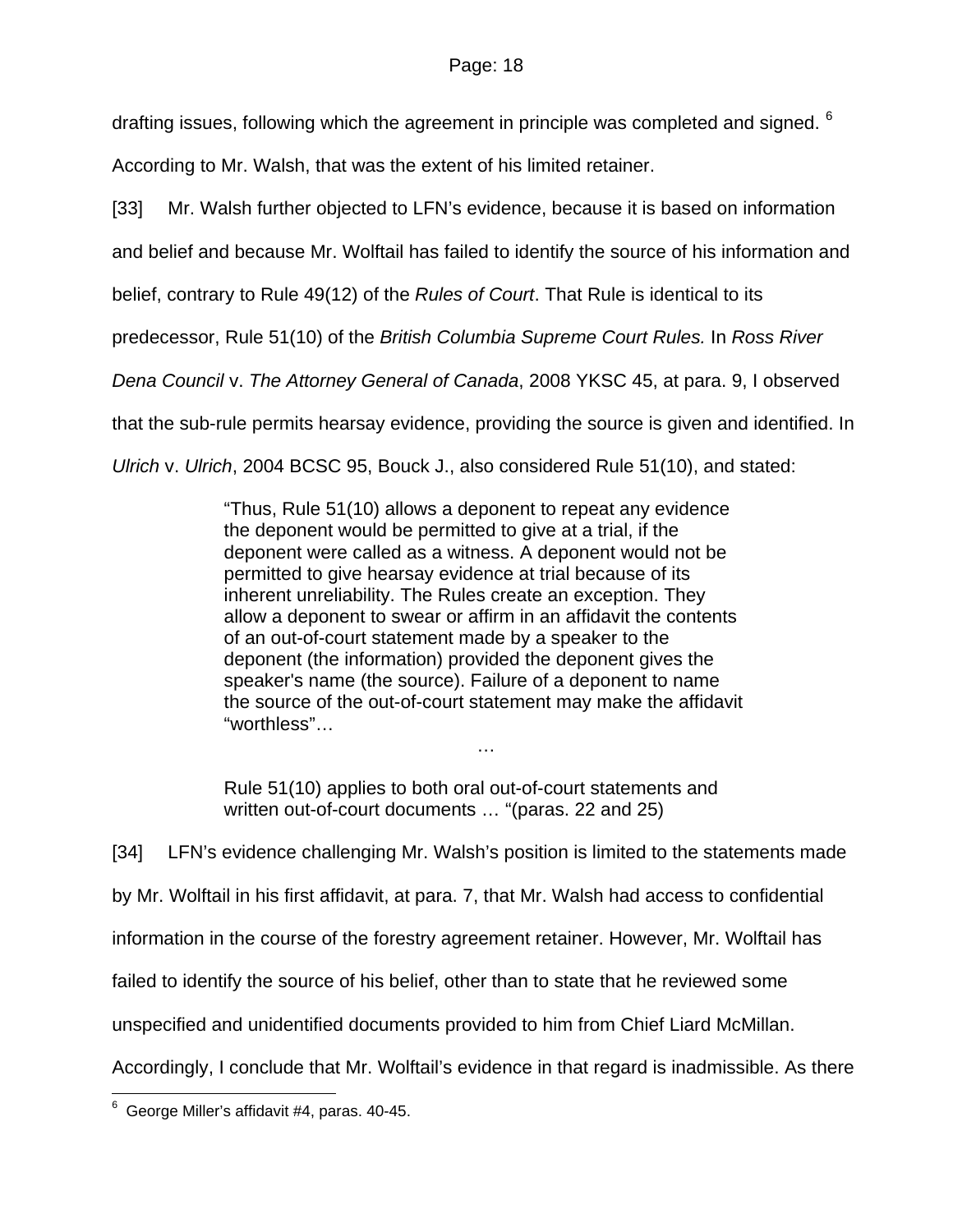drafting issues, following which the agreement in principle was completed and signed. [6] According to Mr. Walsh, that was the extent of his limited retainer.

[33] Mr. Walsh further objected to LFN's evidence, because it is based on information and belief and because Mr. Wolftail has failed to identify the source of his information and belief, contrary to Rule 49(12) of the *Rules of Court*. That Rule is identical to its predecessor, Rule 51(10) of the *British Columbia Supreme Court Rules.* In *Ross River Dena Council* v. *The Attorney General of Canada*, 2008 YKSC 45, at para. 9, I observed that the sub-rule permits hearsay evidence, providing the source is given and identified. In *Ulrich* v. *Ulrich*, 2004 BCSC 95, Bouck J., also considered Rule 51(10), and stated:

> "Thus, Rule 51(10) allows a deponent to repeat any evidence the deponent would be permitted to give at a trial, if the deponent were called as a witness. A deponent would not be permitted to give hearsay evidence at trial because of its inherent unreliability. The Rules create an exception. They allow a deponent to swear or affirm in an affidavit the contents of an out-of-court statement made by a speaker to the deponent (the information) provided the deponent gives the speaker's name (the source). Failure of a deponent to name the source of the out-of-court statement may make the affidavit "worthless"…
>
> …
>
> Rule 51(10) applies to both oral out-of-court statements and written out-of-court documents … "(paras. 22 and 25)

[34] LFN's evidence challenging Mr. Walsh's position is limited to the statements made by Mr. Wolftail in his first affidavit, at para. 7, that Mr. Walsh had access to confidential information in the course of the forestry agreement retainer. However, Mr. Wolftail has failed to identify the source of his belief, other than to state that he reviewed some unspecified and unidentified documents provided to him from Chief Liard McMillan. Accordingly, I conclude that Mr. Wolftail's evidence in that regard is inadmissible. As there

[6] George Miller's affidavit #4, paras. 40-45.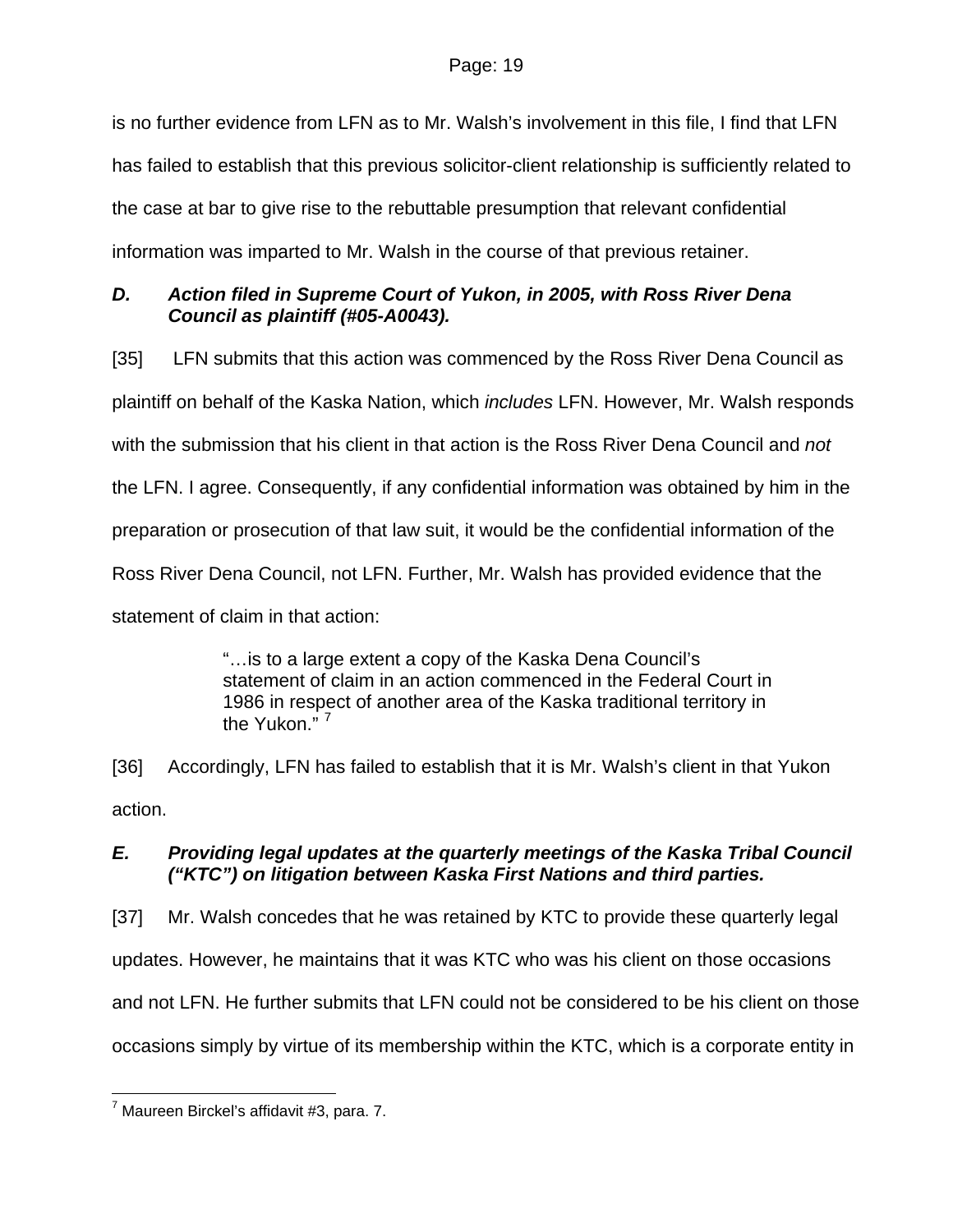is no further evidence from LFN as to Mr. Walsh's involvement in this file, I find that LFN has failed to establish that this previous solicitor-client relationship is sufficiently related to the case at bar to give rise to the rebuttable presumption that relevant confidential information was imparted to Mr. Walsh in the course of that previous retainer.

### *D. Action filed in Supreme Court of Yukon, in 2005, with Ross River Dena Council as plaintiff (#05-A0043).*

[35] LFN submits that this action was commenced by the Ross River Dena Council as plaintiff on behalf of the Kaska Nation, which *includes* LFN. However, Mr. Walsh responds with the submission that his client in that action is the Ross River Dena Council and *not* the LFN. I agree. Consequently, if any confidential information was obtained by him in the preparation or prosecution of that law suit, it would be the confidential information of the Ross River Dena Council, not LFN. Further, Mr. Walsh has provided evidence that the statement of claim in that action:

> "…is to a large extent a copy of the Kaska Dena Council's statement of claim in an action commenced in the Federal Court in 1986 in respect of another area of the Kaska traditional territory in the Yukon." [7]

[36] Accordingly, LFN has failed to establish that it is Mr. Walsh's client in that Yukon action.

### *E. Providing legal updates at the quarterly meetings of the Kaska Tribal Council ("KTC") on litigation between Kaska First Nations and third parties.*

[37] Mr. Walsh concedes that he was retained by KTC to provide these quarterly legal updates. However, he maintains that it was KTC who was his client on those occasions and not LFN. He further submits that LFN could not be considered to be his client on those occasions simply by virtue of its membership within the KTC, which is a corporate entity in

---

[7] Maureen Birckel's affidavit #3, para. 7.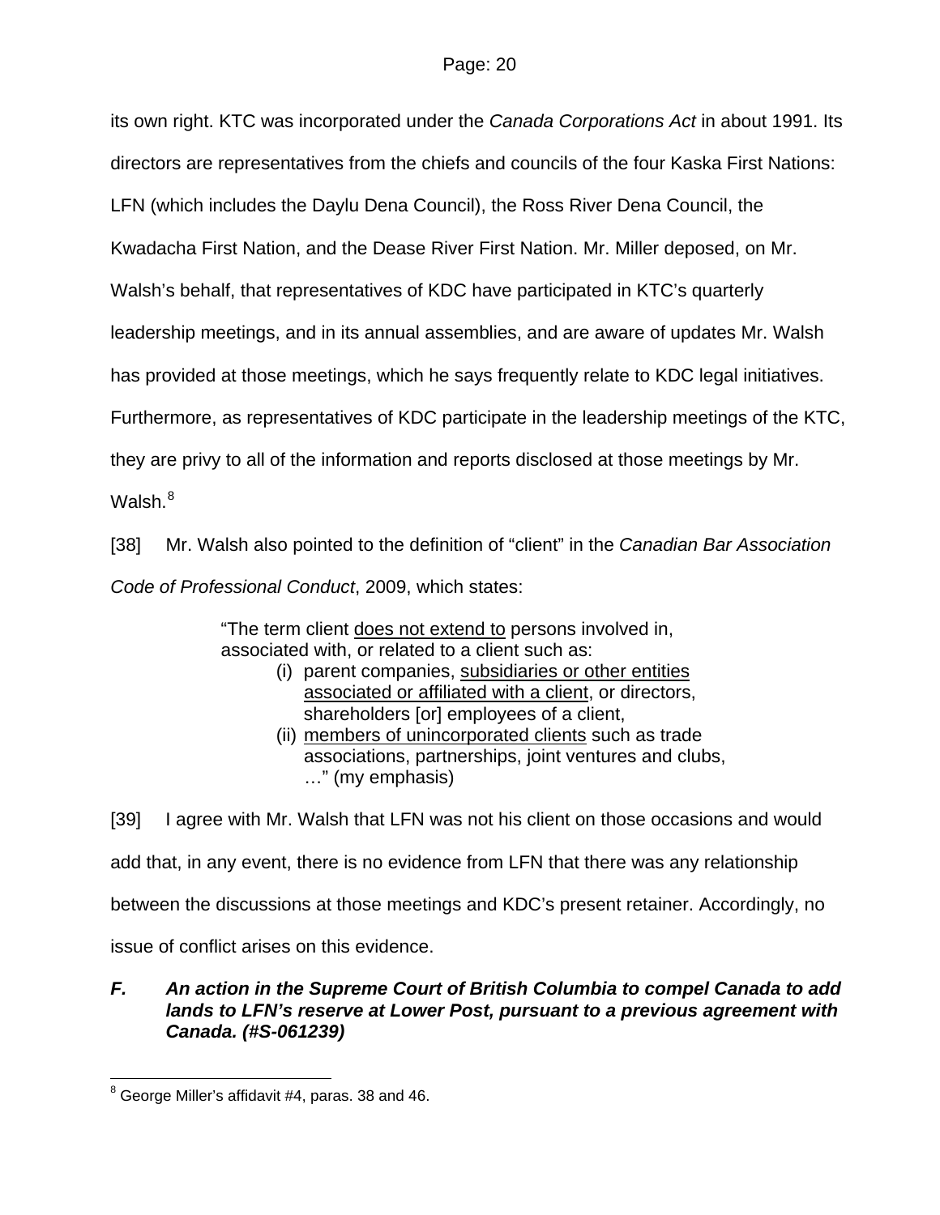its own right. KTC was incorporated under the *Canada Corporations Act* in about 1991. Its directors are representatives from the chiefs and councils of the four Kaska First Nations: LFN (which includes the Daylu Dena Council), the Ross River Dena Council, the Kwadacha First Nation, and the Dease River First Nation. Mr. Miller deposed, on Mr. Walsh's behalf, that representatives of KDC have participated in KTC's quarterly leadership meetings, and in its annual assemblies, and are aware of updates Mr. Walsh has provided at those meetings, which he says frequently relate to KDC legal initiatives. Furthermore, as representatives of KDC participate in the leadership meetings of the KTC, they are privy to all of the information and reports disclosed at those meetings by Mr. Walsh.[8]

[38] Mr. Walsh also pointed to the definition of "client" in the *Canadian Bar Association Code of Professional Conduct*, 2009, which states:

> "The term client <u>does not extend to</u> persons involved in, associated with, or related to a client such as:
> (i) parent companies, <u>subsidiaries or other entities associated or affiliated with a client</u>, or directors, shareholders [or] employees of a client,
> (ii) <u>members of unincorporated clients</u> such as trade associations, partnerships, joint ventures and clubs, …" (my emphasis)

[39] I agree with Mr. Walsh that LFN was not his client on those occasions and would add that, in any event, there is no evidence from LFN that there was any relationship between the discussions at those meetings and KDC's present retainer. Accordingly, no issue of conflict arises on this evidence.

### ***F. An action in the Supreme Court of British Columbia to compel Canada to add lands to LFN's reserve at Lower Post, pursuant to a previous agreement with Canada. (#S-061239)***

---

[8] George Miller's affidavit #4, paras. 38 and 46.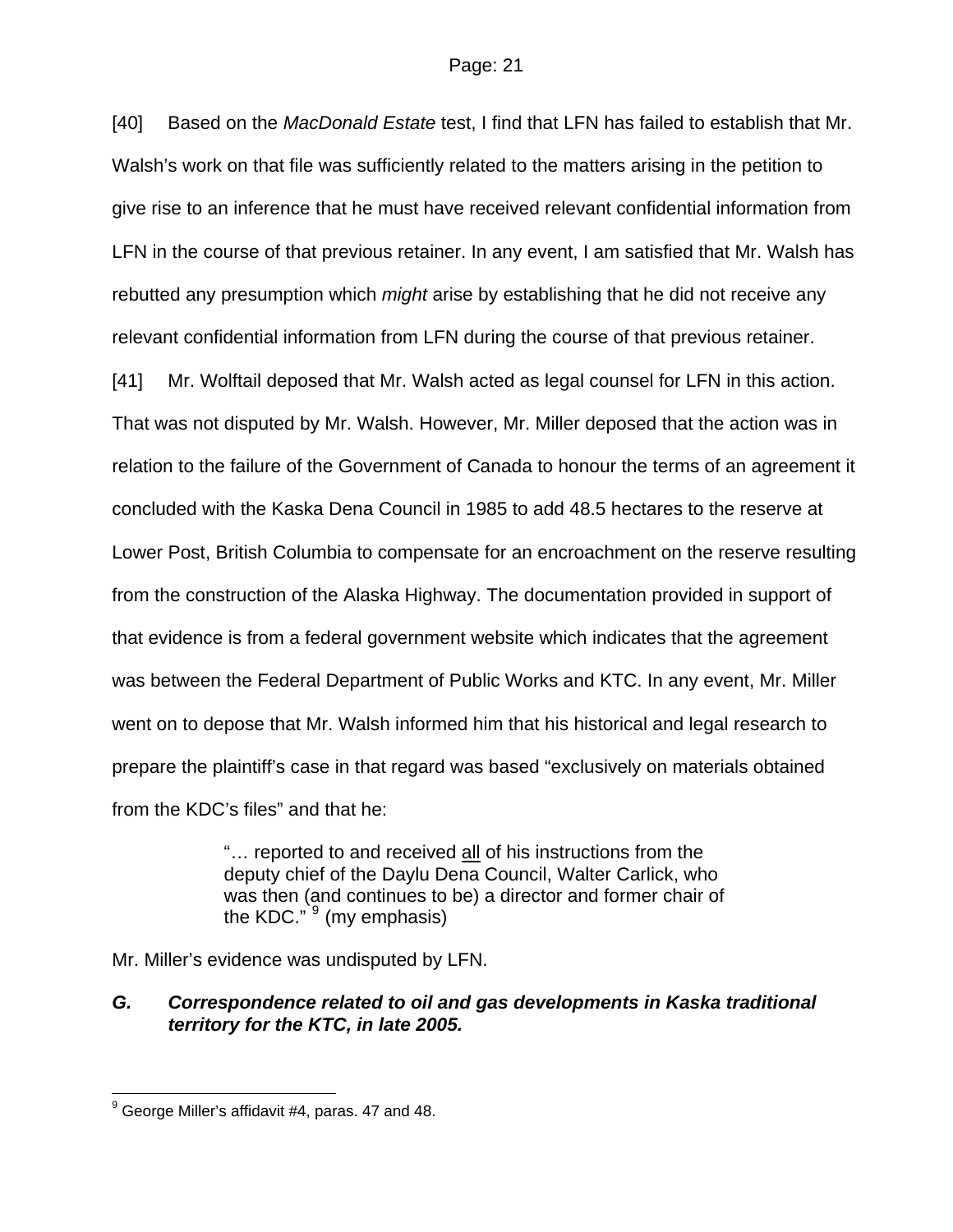[40] Based on the *MacDonald Estate* test, I find that LFN has failed to establish that Mr. Walsh's work on that file was sufficiently related to the matters arising in the petition to give rise to an inference that he must have received relevant confidential information from LFN in the course of that previous retainer. In any event, I am satisfied that Mr. Walsh has rebutted any presumption which *might* arise by establishing that he did not receive any relevant confidential information from LFN during the course of that previous retainer.

[41] Mr. Wolftail deposed that Mr. Walsh acted as legal counsel for LFN in this action. That was not disputed by Mr. Walsh. However, Mr. Miller deposed that the action was in relation to the failure of the Government of Canada to honour the terms of an agreement it concluded with the Kaska Dena Council in 1985 to add 48.5 hectares to the reserve at Lower Post, British Columbia to compensate for an encroachment on the reserve resulting from the construction of the Alaska Highway. The documentation provided in support of that evidence is from a federal government website which indicates that the agreement was between the Federal Department of Public Works and KTC. In any event, Mr. Miller went on to depose that Mr. Walsh informed him that his historical and legal research to prepare the plaintiff's case in that regard was based "exclusively on materials obtained from the KDC's files" and that he:

> "… reported to and received <u>all</u> of his instructions from the deputy chief of the Daylu Dena Council, Walter Carlick, who was then (and continues to be) a director and former chair of the KDC." [9] (my emphasis)

Mr. Miller's evidence was undisputed by LFN.

### *G. Correspondence related to oil and gas developments in Kaska traditional territory for the KTC, in late 2005.*

---

[9] George Miller's affidavit #4, paras. 47 and 48.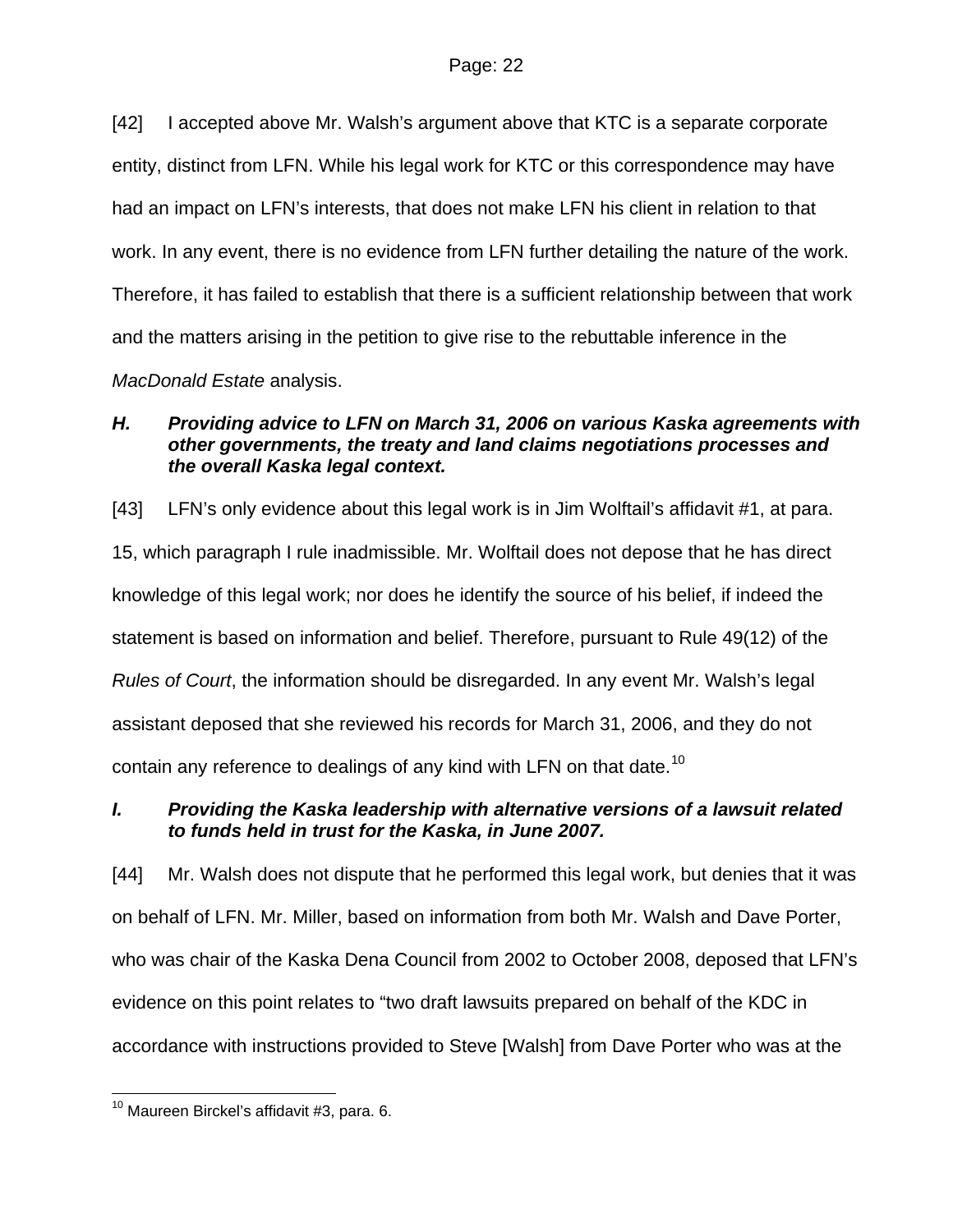[42] I accepted above Mr. Walsh's argument above that KTC is a separate corporate entity, distinct from LFN. While his legal work for KTC or this correspondence may have had an impact on LFN's interests, that does not make LFN his client in relation to that work. In any event, there is no evidence from LFN further detailing the nature of the work. Therefore, it has failed to establish that there is a sufficient relationship between that work and the matters arising in the petition to give rise to the rebuttable inference in the *MacDonald Estate* analysis.

### *H. Providing advice to LFN on March 31, 2006 on various Kaska agreements with other governments, the treaty and land claims negotiations processes and the overall Kaska legal context.*

[43] LFN's only evidence about this legal work is in Jim Wolftail's affidavit #1, at para. 15, which paragraph I rule inadmissible. Mr. Wolftail does not depose that he has direct knowledge of this legal work; nor does he identify the source of his belief, if indeed the statement is based on information and belief. Therefore, pursuant to Rule 49(12) of the *Rules of Court*, the information should be disregarded. In any event Mr. Walsh's legal assistant deposed that she reviewed his records for March 31, 2006, and they do not contain any reference to dealings of any kind with LFN on that date.[10]

### *I. Providing the Kaska leadership with alternative versions of a lawsuit related to funds held in trust for the Kaska, in June 2007.*

[44] Mr. Walsh does not dispute that he performed this legal work, but denies that it was on behalf of LFN. Mr. Miller, based on information from both Mr. Walsh and Dave Porter, who was chair of the Kaska Dena Council from 2002 to October 2008, deposed that LFN's evidence on this point relates to "two draft lawsuits prepared on behalf of the KDC in accordance with instructions provided to Steve [Walsh] from Dave Porter who was at the

---

[10] Maureen Birckel's affidavit #3, para. 6.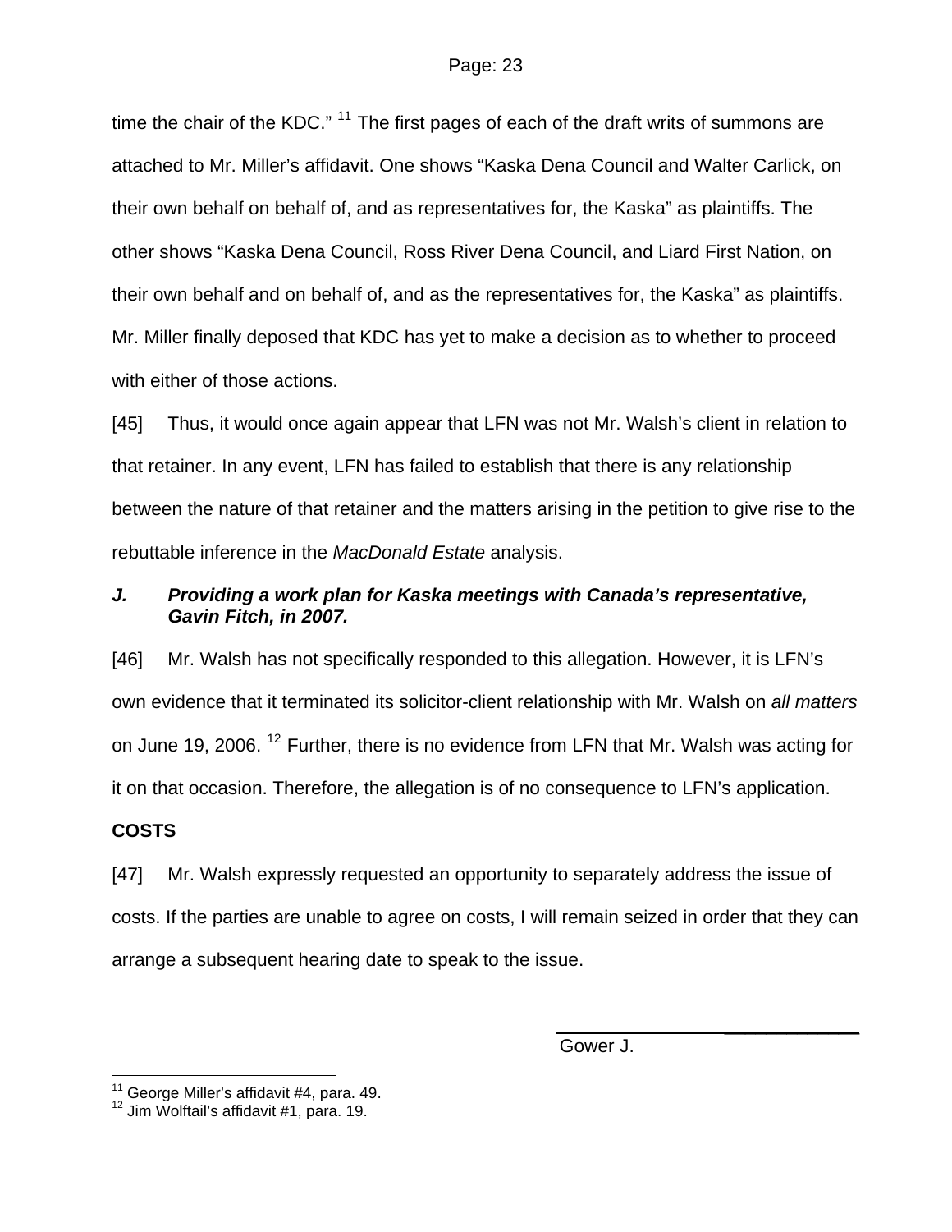time the chair of the KDC." [11] The first pages of each of the draft writs of summons are attached to Mr. Miller's affidavit. One shows "Kaska Dena Council and Walter Carlick, on their own behalf on behalf of, and as representatives for, the Kaska" as plaintiffs. The other shows "Kaska Dena Council, Ross River Dena Council, and Liard First Nation, on their own behalf and on behalf of, and as the representatives for, the Kaska" as plaintiffs. Mr. Miller finally deposed that KDC has yet to make a decision as to whether to proceed with either of those actions.

[45] Thus, it would once again appear that LFN was not Mr. Walsh's client in relation to that retainer. In any event, LFN has failed to establish that there is any relationship between the nature of that retainer and the matters arising in the petition to give rise to the rebuttable inference in the *MacDonald Estate* analysis.

### ***J. Providing a work plan for Kaska meetings with Canada's representative, Gavin Fitch, in 2007.***

[46] Mr. Walsh has not specifically responded to this allegation. However, it is LFN's own evidence that it terminated its solicitor-client relationship with Mr. Walsh on *all matters* on June 19, 2006. [12] Further, there is no evidence from LFN that Mr. Walsh was acting for it on that occasion. Therefore, the allegation is of no consequence to LFN's application.

## **COSTS**

[47] Mr. Walsh expressly requested an opportunity to separately address the issue of costs. If the parties are unable to agree on costs, I will remain seized in order that they can arrange a subsequent hearing date to speak to the issue.

Gower J.

---

[11] George Miller's affidavit #4, para. 49.

[12] Jim Wolftail's affidavit #1, para. 19.